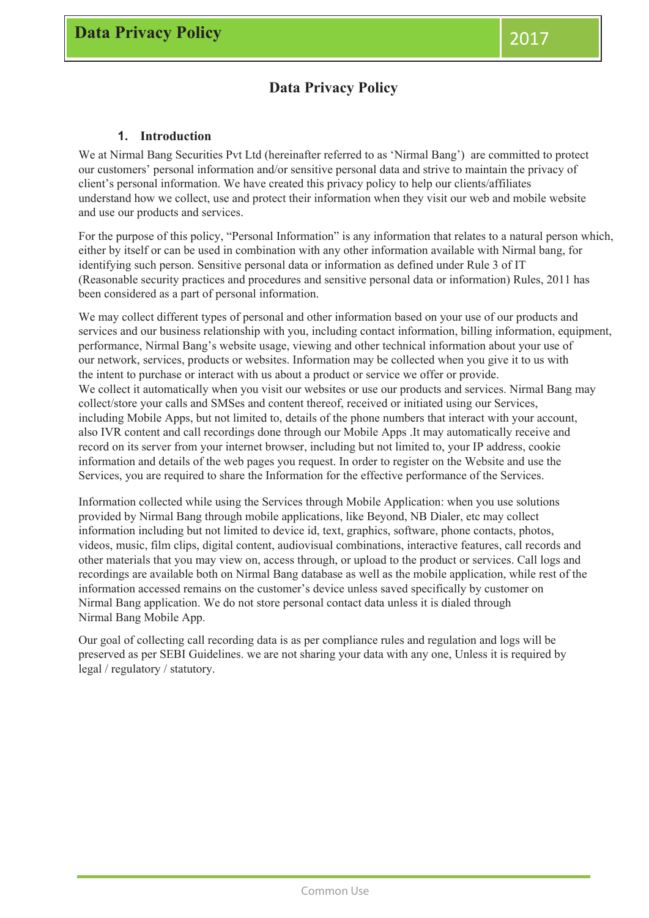# Data Privacy Policy

## 1. Introduction

We at Nirmal Bang Securities Pvt Ltd (hereinafter referred to as 'Nirmal Bang') are committed to protect our customers' personal information and/or sensitive personal data and strive to maintain the privacy of client's personal information. We have created this privacy policy to help our clients/affiliates understand how we collect, use and protect their information when they visit our web and mobile website and use our products and services.

For the purpose of this policy, "Personal Information" is any information that relates to a natural person which, either by itself or can be used in combination with any other information available with Nirmal bang, for identifying such person. Sensitive personal data or information as defined under Rule 3 of IT (Reasonable security practices and procedures and sensitive personal data or information) Rules, 2011 has been considered as a part of personal information.

We may collect different types of personal and other information based on your use of our products and services and our business relationship with you, including contact information, billing information, equipment, performance, Nirmal Bang's website usage, viewing and other technical information about your use of our network, services, products or websites. Information may be collected when you give it to us with the intent to purchase or interact with us about a product or service we offer or provide.
We collect it automatically when you visit our websites or use our products and services. Nirmal Bang may collect/store your calls and SMSes and content thereof, received or initiated using our Services, including Mobile Apps, but not limited to, details of the phone numbers that interact with your account, also IVR content and call recordings done through our Mobile Apps .It may automatically receive and record on its server from your internet browser, including but not limited to, your IP address, cookie information and details of the web pages you request. In order to register on the Website and use the Services, you are required to share the Information for the effective performance of the Services.

Information collected while using the Services through Mobile Application: when you use solutions provided by Nirmal Bang through mobile applications, like Beyond, NB Dialer, etc may collect information including but not limited to device id, text, graphics, software, phone contacts, photos, videos, music, film clips, digital content, audiovisual combinations, interactive features, call records and other materials that you may view on, access through, or upload to the product or services. Call logs and recordings are available both on Nirmal Bang database as well as the mobile application, while rest of the information accessed remains on the customer's device unless saved specifically by customer on Nirmal Bang application. We do not store personal contact data unless it is dialed through Nirmal Bang Mobile App.

Our goal of collecting call recording data is as per compliance rules and regulation and logs will be preserved as per SEBI Guidelines. we are not sharing your data with any one, Unless it is required by legal / regulatory / statutory.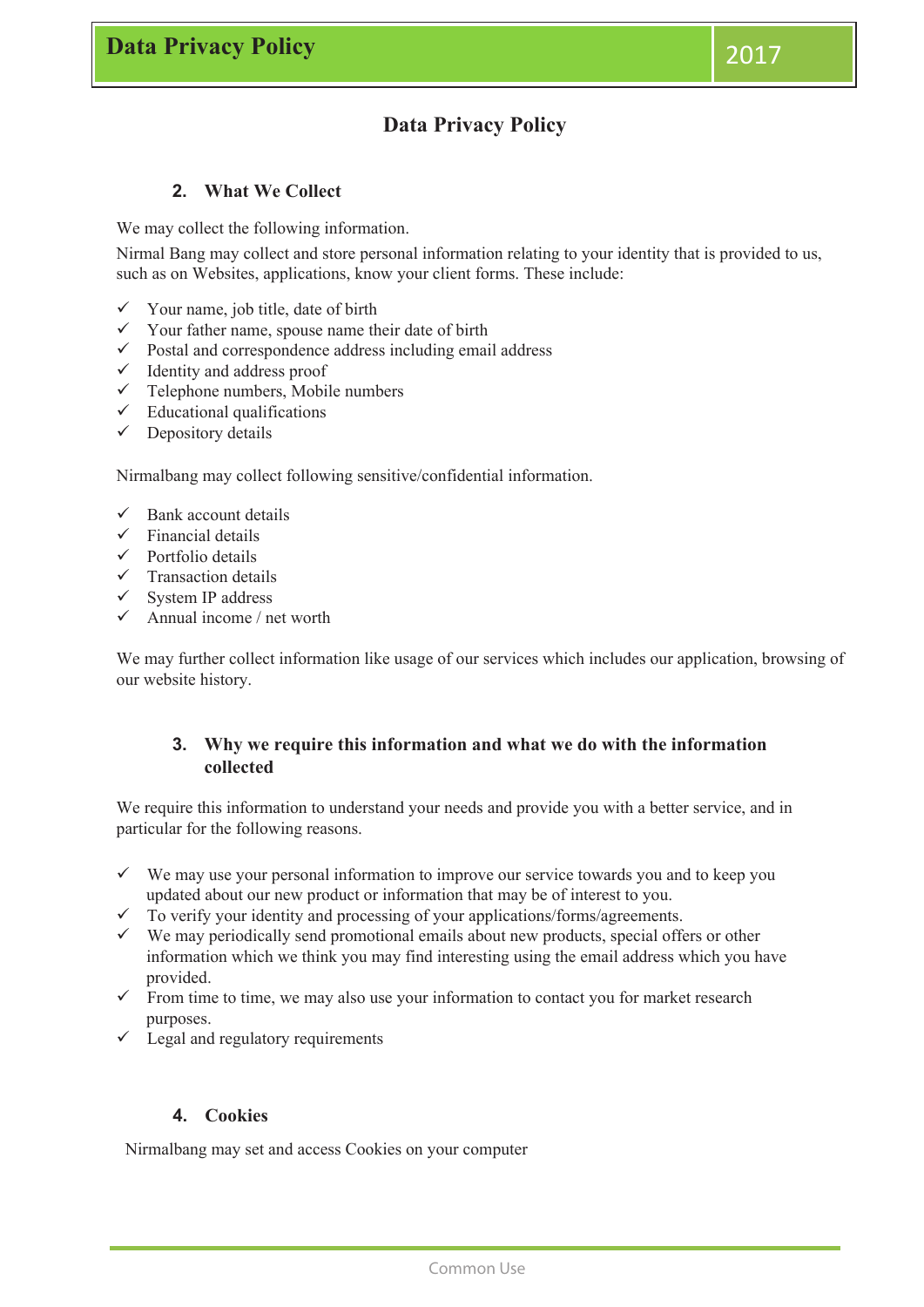# Data Privacy Policy

## 2. What We Collect

We may collect the following information.

Nirmal Bang may collect and store personal information relating to your identity that is provided to us, such as on Websites, applications, know your client forms. These include:

- ✓ Your name, job title, date of birth
- ✓ Your father name, spouse name their date of birth
- ✓ Postal and correspondence address including email address
- ✓ Identity and address proof
- ✓ Telephone numbers, Mobile numbers
- ✓ Educational qualifications
- ✓ Depository details

Nirmalbang may collect following sensitive/confidential information.

- ✓ Bank account details
- ✓ Financial details
- ✓ Portfolio details
- ✓ Transaction details
- ✓ System IP address
- ✓ Annual income / net worth

We may further collect information like usage of our services which includes our application, browsing of our website history.

## 3. Why we require this information and what we do with the information collected

We require this information to understand your needs and provide you with a better service, and in particular for the following reasons.

- ✓ We may use your personal information to improve our service towards you and to keep you updated about our new product or information that may be of interest to you.
- ✓ To verify your identity and processing of your applications/forms/agreements.
- ✓ We may periodically send promotional emails about new products, special offers or other information which we think you may find interesting using the email address which you have provided.
- ✓ From time to time, we may also use your information to contact you for market research purposes.
- ✓ Legal and regulatory requirements

## 4. Cookies

Nirmalbang may set and access Cookies on your computer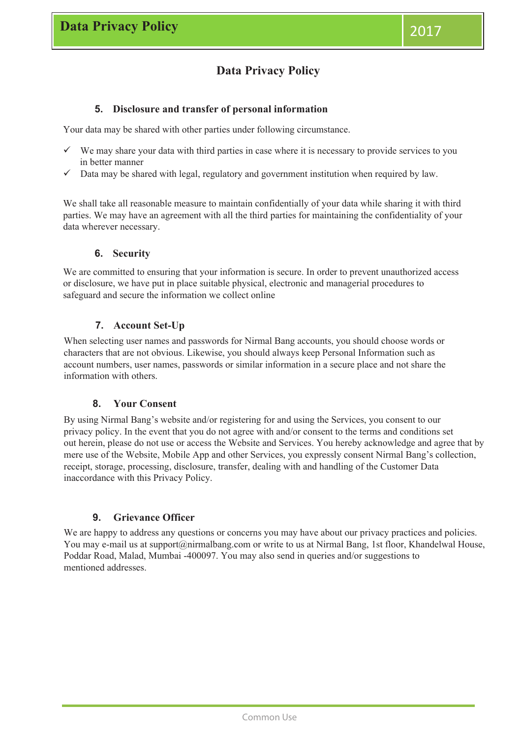# Data Privacy Policy

## 5. Disclosure and transfer of personal information

Your data may be shared with other parties under following circumstance.

- ✓ We may share your data with third parties in case where it is necessary to provide services to you in better manner
- ✓ Data may be shared with legal, regulatory and government institution when required by law.

We shall take all reasonable measure to maintain confidentially of your data while sharing it with third parties. We may have an agreement with all the third parties for maintaining the confidentiality of your data wherever necessary.

## 6. Security

We are committed to ensuring that your information is secure. In order to prevent unauthorized access or disclosure, we have put in place suitable physical, electronic and managerial procedures to safeguard and secure the information we collect online

## 7. Account Set-Up

When selecting user names and passwords for Nirmal Bang accounts, you should choose words or characters that are not obvious. Likewise, you should always keep Personal Information such as account numbers, user names, passwords or similar information in a secure place and not share the information with others.

## 8. Your Consent

By using Nirmal Bang's website and/or registering for and using the Services, you consent to our privacy policy. In the event that you do not agree with and/or consent to the terms and conditions set out herein, please do not use or access the Website and Services. You hereby acknowledge and agree that by mere use of the Website, Mobile App and other Services, you expressly consent Nirmal Bang's collection, receipt, storage, processing, disclosure, transfer, dealing with and handling of the Customer Data inaccordance with this Privacy Policy.

## 9. Grievance Officer

We are happy to address any questions or concerns you may have about our privacy practices and policies. You may e-mail us at support@nirmalbang.com or write to us at Nirmal Bang, 1st floor, Khandelwal House, Poddar Road, Malad, Mumbai -400097. You may also send in queries and/or suggestions to mentioned addresses.